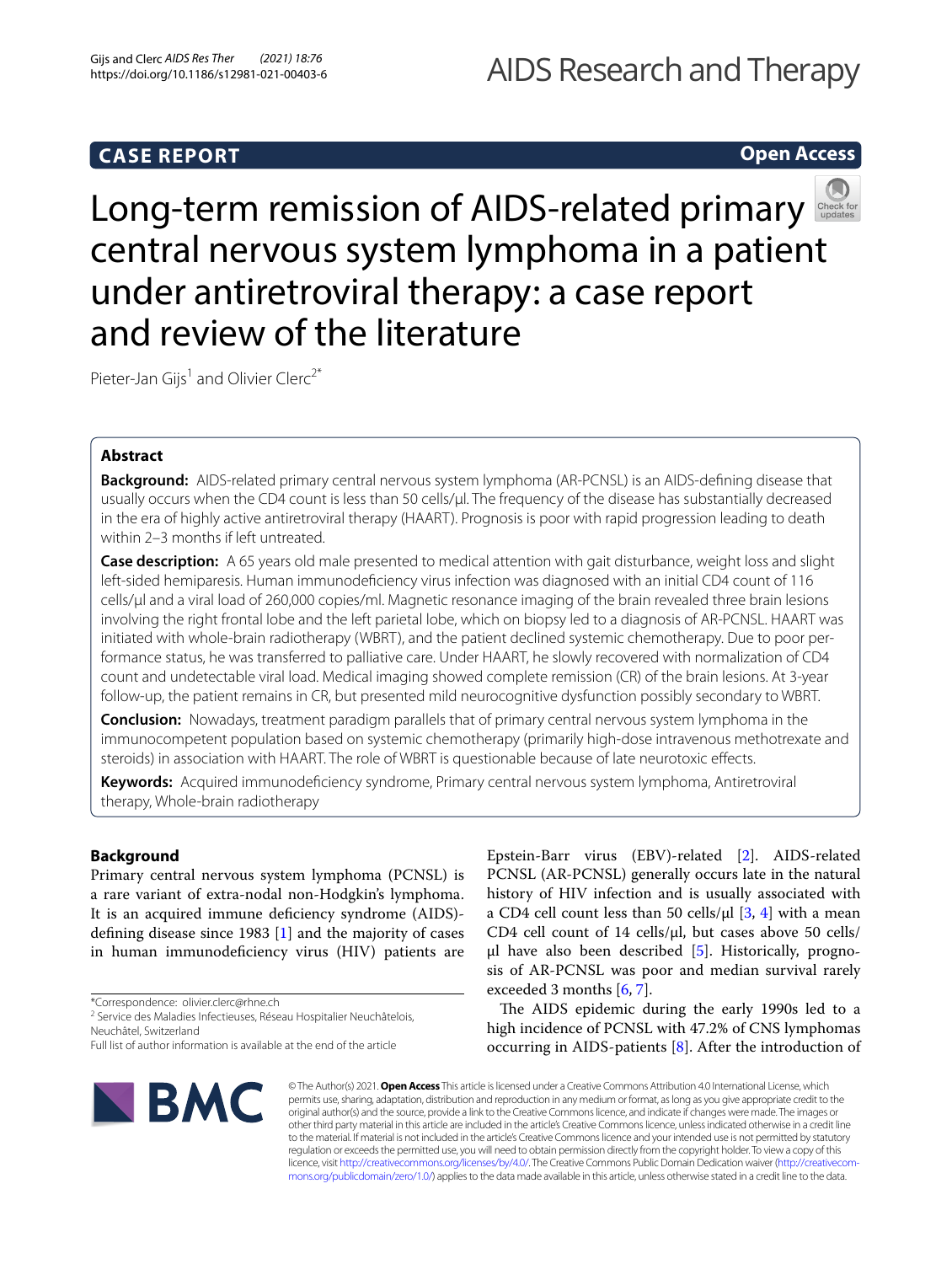**CASE REPORT** **Open Access**

# Long-term remission of AIDS-related primary central nervous system lymphoma in a patient under antiretroviral therapy: a case report and review of the literature

Pieter-Jan Gijs[1] and Olivier Clerc[2*]

## Abstract

**Background:** AIDS-related primary central nervous system lymphoma (AR-PCNSL) is an AIDS-defining disease that usually occurs when the CD4 count is less than 50 cells/µl. The frequency of the disease has substantially decreased in the era of highly active antiretroviral therapy (HAART). Prognosis is poor with rapid progression leading to death within 2–3 months if left untreated.

**Case description:** A 65 years old male presented to medical attention with gait disturbance, weight loss and slight left-sided hemiparesis. Human immunodeficiency virus infection was diagnosed with an initial CD4 count of 116 cells/µl and a viral load of 260,000 copies/ml. Magnetic resonance imaging of the brain revealed three brain lesions involving the right frontal lobe and the left parietal lobe, which on biopsy led to a diagnosis of AR-PCNSL. HAART was initiated with whole-brain radiotherapy (WBRT), and the patient declined systemic chemotherapy. Due to poor performance status, he was transferred to palliative care. Under HAART, he slowly recovered with normalization of CD4 count and undetectable viral load. Medical imaging showed complete remission (CR) of the brain lesions. At 3-year follow-up, the patient remains in CR, but presented mild neurocognitive dysfunction possibly secondary to WBRT.

**Conclusion:** Nowadays, treatment paradigm parallels that of primary central nervous system lymphoma in the immunocompetent population based on systemic chemotherapy (primarily high-dose intravenous methotrexate and steroids) in association with HAART. The role of WBRT is questionable because of late neurotoxic effects.

**Keywords:** Acquired immunodeficiency syndrome, Primary central nervous system lymphoma, Antiretroviral therapy, Whole-brain radiotherapy

## Background

Primary central nervous system lymphoma (PCNSL) is a rare variant of extra-nodal non-Hodgkin's lymphoma. It is an acquired immune deficiency syndrome (AIDS)-defining disease since 1983 [1] and the majority of cases in human immunodeficiency virus (HIV) patients are Epstein-Barr virus (EBV)-related [2]. AIDS-related PCNSL (AR-PCNSL) generally occurs late in the natural history of HIV infection and is usually associated with a CD4 cell count less than 50 cells/µl [3, 4] with a mean CD4 cell count of 14 cells/µl, but cases above 50 cells/µl have also been described [5]. Historically, prognosis of AR-PCNSL was poor and median survival rarely exceeded 3 months [6, 7].

The AIDS epidemic during the early 1990s led to a high incidence of PCNSL with 47.2% of CNS lymphomas occurring in AIDS-patients [8]. After the introduction of

*Correspondence: olivier.clerc@rhne.ch
[2] Service des Maladies Infectieuses, Réseau Hospitalier Neuchâtelois, Neuchâtel, Switzerland
Full list of author information is available at the end of the article

© The Author(s) 2021. **Open Access** This article is licensed under a Creative Commons Attribution 4.0 International License, which permits use, sharing, adaptation, distribution and reproduction in any medium or format, as long as you give appropriate credit to the original author(s) and the source, provide a link to the Creative Commons licence, and indicate if changes were made. The images or other third party material in this article are included in the article's Creative Commons licence, unless indicated otherwise in a credit line to the material. If material is not included in the article's Creative Commons licence and your intended use is not permitted by statutory regulation or exceeds the permitted use, you will need to obtain permission directly from the copyright holder. To view a copy of this licence, visit http://creativecommons.org/licenses/by/4.0/. The Creative Commons Public Domain Dedication waiver (http://creativecommons.org/publicdomain/zero/1.0/) applies to the data made available in this article, unless otherwise stated in a credit line to the data.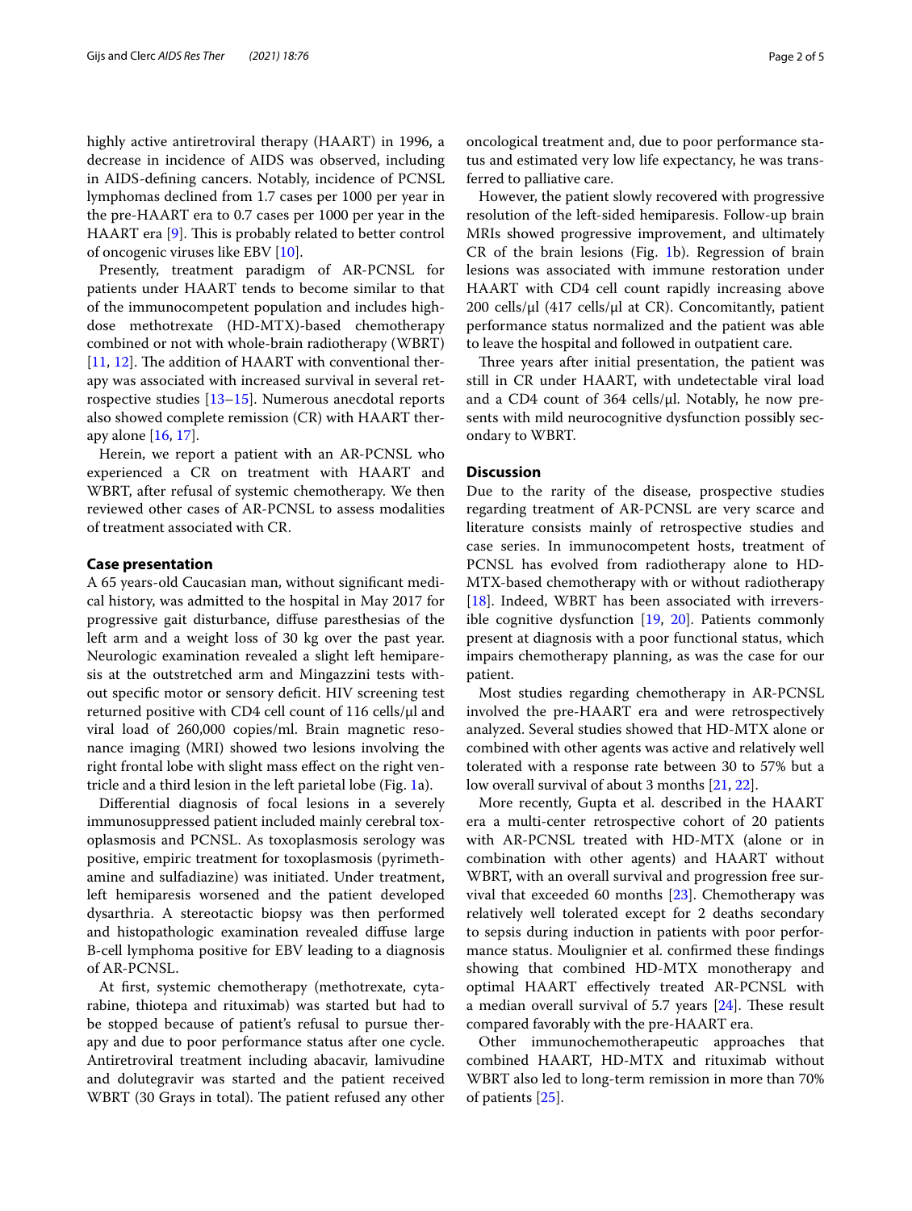highly active antiretroviral therapy (HAART) in 1996, a decrease in incidence of AIDS was observed, including in AIDS-defining cancers. Notably, incidence of PCNSL lymphomas declined from 1.7 cases per 1000 per year in the pre-HAART era to 0.7 cases per 1000 per year in the HAART era [9]. This is probably related to better control of oncogenic viruses like EBV [10].

Presently, treatment paradigm of AR-PCNSL for patients under HAART tends to become similar to that of the immunocompetent population and includes high-dose methotrexate (HD-MTX)-based chemotherapy combined or not with whole-brain radiotherapy (WBRT) [11, 12]. The addition of HAART with conventional therapy was associated with increased survival in several retrospective studies [13–15]. Numerous anecdotal reports also showed complete remission (CR) with HAART therapy alone [16, 17].

Herein, we report a patient with an AR-PCNSL who experienced a CR on treatment with HAART and WBRT, after refusal of systemic chemotherapy. We then reviewed other cases of AR-PCNSL to assess modalities of treatment associated with CR.

## Case presentation

A 65 years-old Caucasian man, without significant medical history, was admitted to the hospital in May 2017 for progressive gait disturbance, diffuse paresthesias of the left arm and a weight loss of 30 kg over the past year. Neurologic examination revealed a slight left hemiparesis at the outstretched arm and Mingazzini tests without specific motor or sensory deficit. HIV screening test returned positive with CD4 cell count of 116 cells/µl and viral load of 260,000 copies/ml. Brain magnetic resonance imaging (MRI) showed two lesions involving the right frontal lobe with slight mass effect on the right ventricle and a third lesion in the left parietal lobe (Fig. 1a).

Differential diagnosis of focal lesions in a severely immunosuppressed patient included mainly cerebral toxoplasmosis and PCNSL. As toxoplasmosis serology was positive, empiric treatment for toxoplasmosis (pyrimethamine and sulfadiazine) was initiated. Under treatment, left hemiparesis worsened and the patient developed dysarthria. A stereotactic biopsy was then performed and histopathologic examination revealed diffuse large B-cell lymphoma positive for EBV leading to a diagnosis of AR-PCNSL.

At first, systemic chemotherapy (methotrexate, cytarabine, thiotepa and rituximab) was started but had to be stopped because of patient's refusal to pursue therapy and due to poor performance status after one cycle. Antiretroviral treatment including abacavir, lamivudine and dolutegravir was started and the patient received WBRT (30 Grays in total). The patient refused any other oncological treatment and, due to poor performance status and estimated very low life expectancy, he was transferred to palliative care.

However, the patient slowly recovered with progressive resolution of the left-sided hemiparesis. Follow-up brain MRIs showed progressive improvement, and ultimately CR of the brain lesions (Fig. 1b). Regression of brain lesions was associated with immune restoration under HAART with CD4 cell count rapidly increasing above 200 cells/µl (417 cells/µl at CR). Concomitantly, patient performance status normalized and the patient was able to leave the hospital and followed in outpatient care.

Three years after initial presentation, the patient was still in CR under HAART, with undetectable viral load and a CD4 count of 364 cells/µl. Notably, he now presents with mild neurocognitive dysfunction possibly secondary to WBRT.

## Discussion

Due to the rarity of the disease, prospective studies regarding treatment of AR-PCNSL are very scarce and literature consists mainly of retrospective studies and case series. In immunocompetent hosts, treatment of PCNSL has evolved from radiotherapy alone to HD-MTX-based chemotherapy with or without radiotherapy [18]. Indeed, WBRT has been associated with irreversible cognitive dysfunction [19, 20]. Patients commonly present at diagnosis with a poor functional status, which impairs chemotherapy planning, as was the case for our patient.

Most studies regarding chemotherapy in AR-PCNSL involved the pre-HAART era and were retrospectively analyzed. Several studies showed that HD-MTX alone or combined with other agents was active and relatively well tolerated with a response rate between 30 to 57% but a low overall survival of about 3 months [21, 22].

More recently, Gupta et al. described in the HAART era a multi-center retrospective cohort of 20 patients with AR-PCNSL treated with HD-MTX (alone or in combination with other agents) and HAART without WBRT, with an overall survival and progression free survival that exceeded 60 months [23]. Chemotherapy was relatively well tolerated except for 2 deaths secondary to sepsis during induction in patients with poor performance status. Moulignier et al. confirmed these findings showing that combined HD-MTX monotherapy and optimal HAART effectively treated AR-PCNSL with a median overall survival of 5.7 years [24]. These result compared favorably with the pre-HAART era.

Other immunochemotherapeutic approaches that combined HAART, HD-MTX and rituximab without WBRT also led to long-term remission in more than 70% of patients [25].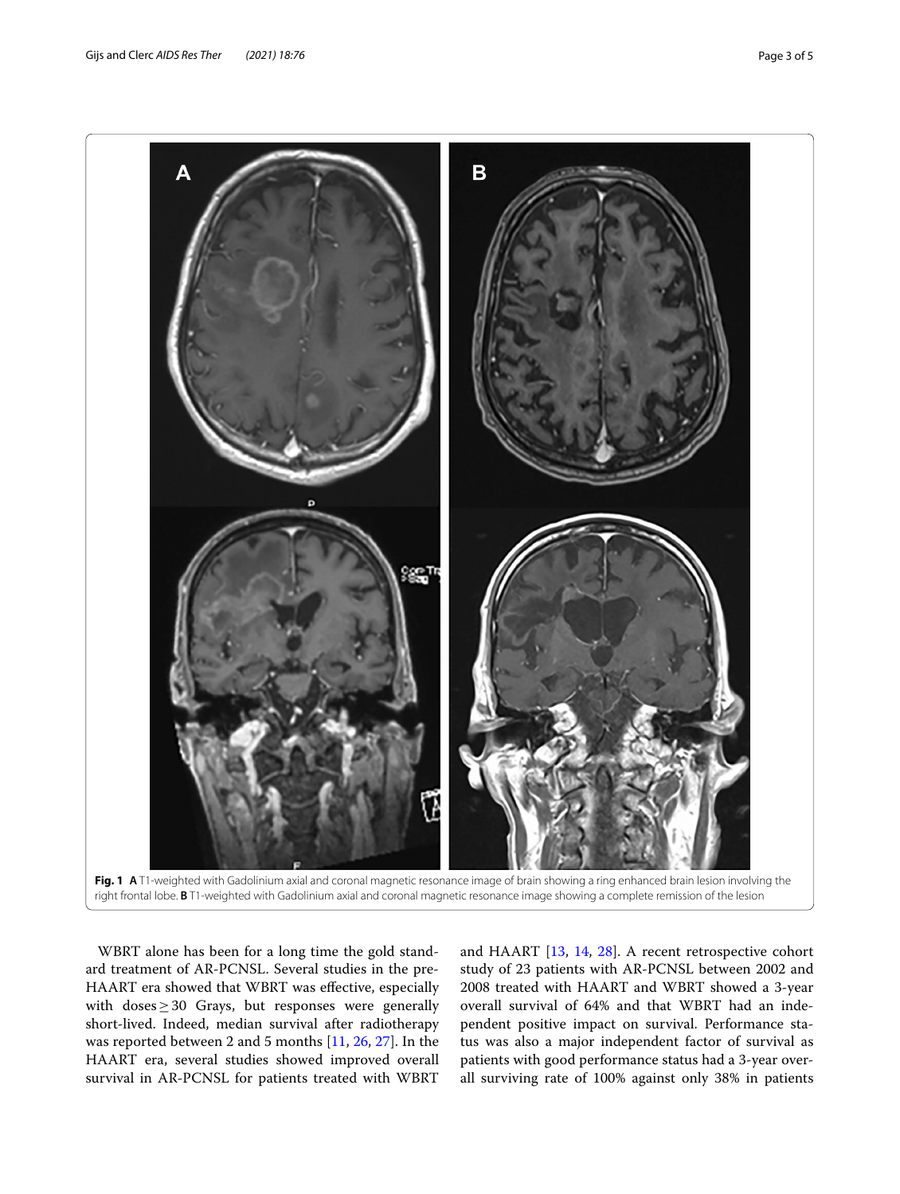**Fig. 1** **A** T1-weighted with Gadolinium axial and coronal magnetic resonance image of brain showing a ring enhanced brain lesion involving the right frontal lobe. **B** T1-weighted with Gadolinium axial and coronal magnetic resonance image showing a complete remission of the lesion

WBRT alone has been for a long time the gold standard treatment of AR-PCNSL. Several studies in the pre-HAART era showed that WBRT was effective, especially with doses ≥ 30 Grays, but responses were generally short-lived. Indeed, median survival after radiotherapy was reported between 2 and 5 months [11, 26, 27]. In the HAART era, several studies showed improved overall survival in AR-PCNSL for patients treated with WBRT and HAART [13, 14, 28]. A recent retrospective cohort study of 23 patients with AR-PCNSL between 2002 and 2008 treated with HAART and WBRT showed a 3-year overall survival of 64% and that WBRT had an independent positive impact on survival. Performance status was also a major independent factor of survival as patients with good performance status had a 3-year overall surviving rate of 100% against only 38% in patients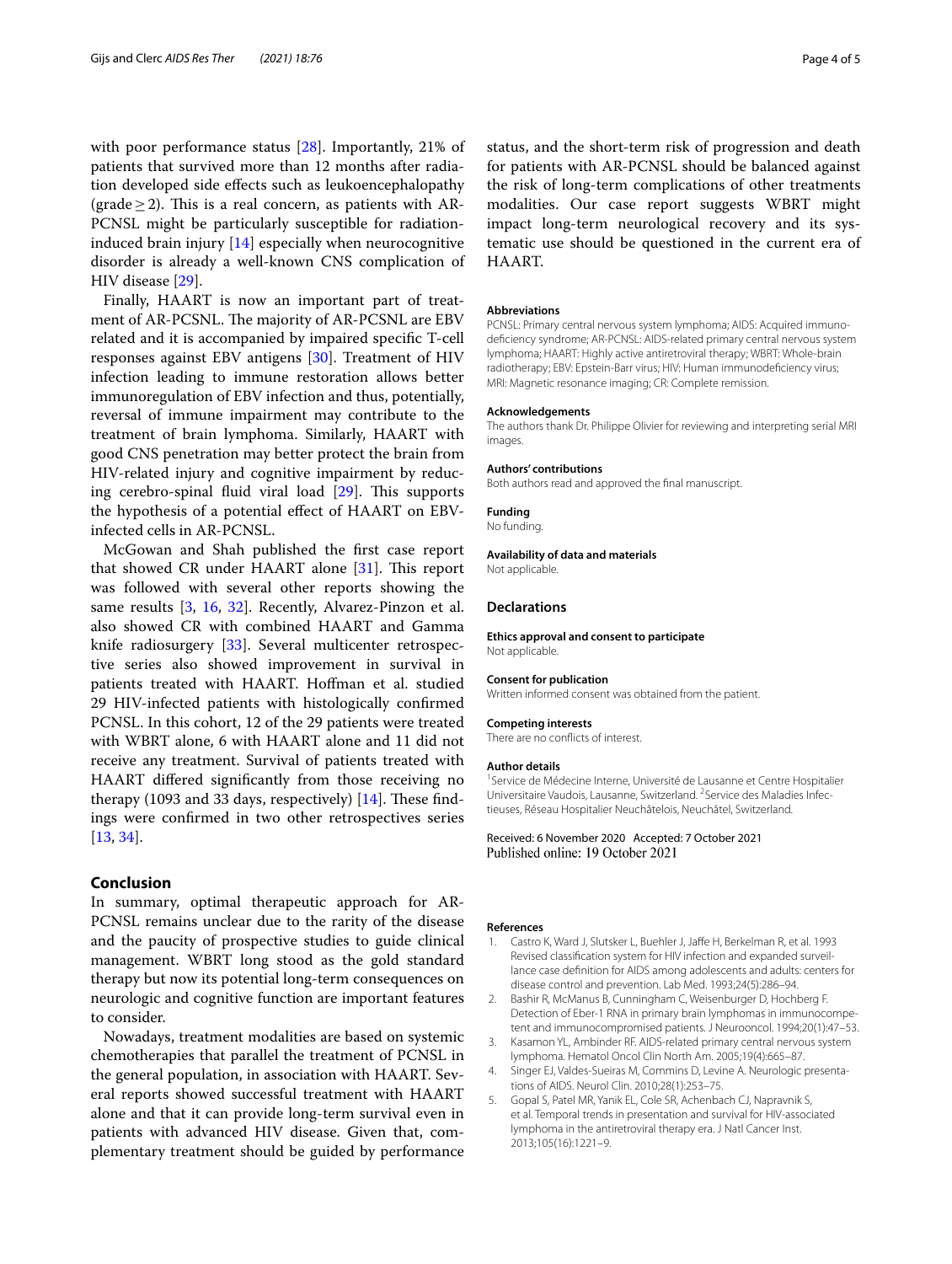with poor performance status [28]. Importantly, 21% of patients that survived more than 12 months after radiation developed side effects such as leukoencephalopathy (grade ≥ 2). This is a real concern, as patients with AR-PCSNL might be particularly susceptible for radiation-induced brain injury [14] especially when neurocognitive disorder is already a well-known CNS complication of HIV disease [29].

Finally, HAART is now an important part of treatment of AR-PCSNL. The majority of AR-PCSNL are EBV related and it is accompanied by impaired specific T-cell responses against EBV antigens [30]. Treatment of HIV infection leading to immune restoration allows better immunoregulation of EBV infection and thus, potentially, reversal of immune impairment may contribute to the treatment of brain lymphoma. Similarly, HAART with good CNS penetration may better protect the brain from HIV-related injury and cognitive impairment by reducing cerebro-spinal fluid viral load [29]. This supports the hypothesis of a potential effect of HAART on EBV-infected cells in AR-PCSNL.

McGowan and Shah published the first case report that showed CR under HAART alone [31]. This report was followed with several other reports showing the same results [3, 16, 32]. Recently, Alvarez-Pinzon et al. also showed CR with combined HAART and Gamma knife radiosurgery [33]. Several multicenter retrospective series also showed improvement in survival in patients treated with HAART. Hoffman et al. studied 29 HIV-infected patients with histologically confirmed PCSNL. In this cohort, 12 of the 29 patients were treated with WBRT alone, 6 with HAART alone and 11 did not receive any treatment. Survival of patients treated with HAART differed significantly from those receiving no therapy (1093 and 33 days, respectively) [14]. These findings were confirmed in two other retrospectives series [13, 34].

## Conclusion

In summary, optimal therapeutic approach for AR-PCSNL remains unclear due to the rarity of the disease and the paucity of prospective studies to guide clinical management. WBRT long stood as the gold standard therapy but now its potential long-term consequences on neurologic and cognitive function are important features to consider.

Nowadays, treatment modalities are based on systemic chemotherapies that parallel the treatment of PCSNL in the general population, in association with HAART. Several reports showed successful treatment with HAART alone and that it can provide long-term survival even in patients with advanced HIV disease. Given that, complementary treatment should be guided by performance status, and the short-term risk of progression and death for patients with AR-PCSNL should be balanced against the risk of long-term complications of other treatments modalities. Our case report suggests WBRT might impact long-term neurological recovery and its systematic use should be questioned in the current era of HAART.

#### Abbreviations

PCSNL: Primary central nervous system lymphoma; AIDS: Acquired immunodeficiency syndrome; AR-PCSNL: AIDS-related primary central nervous system lymphoma; HAART: Highly active antiretroviral therapy; WBRT: Whole-brain radiotherapy; EBV: Epstein-Barr virus; HIV: Human immunodeficiency virus; MRI: Magnetic resonance imaging; CR: Complete remission.

#### Acknowledgements

The authors thank Dr. Philippe Olivier for reviewing and interpreting serial MRI images.

#### Authors' contributions

Both authors read and approved the final manuscript.

#### Funding

No funding.

#### Availability of data and materials

Not applicable.

### Declarations

#### Ethics approval and consent to participate

Not applicable.

#### Consent for publication

Written informed consent was obtained from the patient.

#### Competing interests

There are no conflicts of interest.

#### Author details

[1] Service de Médecine Interne, Université de Lausanne et Centre Hospitalier Universitaire Vaudois, Lausanne, Switzerland. [2] Service des Maladies Infectieuses, Réseau Hospitalier Neuchâtelois, Neuchâtel, Switzerland.

Received: 6 November 2020 Accepted: 7 October 2021
Published online: 19 October 2021

#### References

1. Castro K, Ward J, Slutsker L, Buehler J, Jaffe H, Berkelman R, et al. 1993 Revised classification system for HIV infection and expanded surveillance case definition for AIDS among adolescents and adults: centers for disease control and prevention. Lab Med. 1993;24(5):286–94.
2. Bashir R, McManus B, Cunningham C, Weisenburger D, Hochberg F. Detection of Eber-1 RNA in primary brain lymphomas in immunocompetent and immunocompromised patients. J Neurooncol. 1994;20(1):47–53.
3. Kasamon YL, Ambinder RF. AIDS-related primary central nervous system lymphoma. Hematol Oncol Clin North Am. 2005;19(4):665–87.
4. Singer EJ, Valdes-Sueiras M, Commins D, Levine A. Neurologic presentations of AIDS. Neurol Clin. 2010;28(1):253–75.
5. Gopal S, Patel MR, Yanik EL, Cole SR, Achenbach CJ, Napravnik S, et al. Temporal trends in presentation and survival for HIV-associated lymphoma in the antiretroviral therapy era. J Natl Cancer Inst. 2013;105(16):1221–9.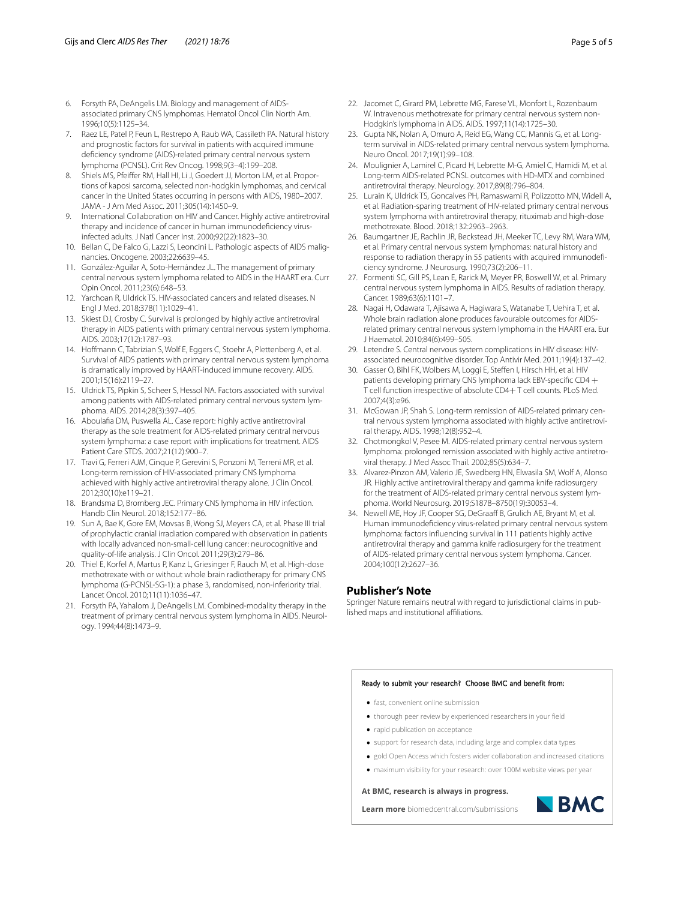6. Forsyth PA, DeAngelis LM. Biology and management of AIDS-associated primary CNS lymphomas. Hematol Oncol Clin North Am. 1996;10(5):1125–34.
7. Raez LE, Patel P, Feun L, Restrepo A, Raub WA, Cassileth PA. Natural history and prognostic factors for survival in patients with acquired immune deficiency syndrome (AIDS)-related primary central nervous system lymphoma (PCNSL). Crit Rev Oncog. 1998;9(3–4):199–208.
8. Shiels MS, Pfeiffer RM, Hall HI, Li J, Goedert JJ, Morton LM, et al. Proportions of kaposi sarcoma, selected non-hodgkin lymphomas, and cervical cancer in the United States occurring in persons with AIDS, 1980–2007. JAMA - J Am Med Assoc. 2011;305(14):1450–9.
9. International Collaboration on HIV and Cancer. Highly active antiretroviral therapy and incidence of cancer in human immunodeficiency virus-infected adults. J Natl Cancer Inst. 2000;92(22):1823–30.
10. Bellan C, De Falco G, Lazzi S, Leoncini L. Pathologic aspects of AIDS malignancies. Oncogene. 2003;22:6639–45.
11. González-Aguilar A, Soto-Hernández JL. The management of primary central nervous system lymphoma related to AIDS in the HAART era. Curr Opin Oncol. 2011;23(6):648–53.
12. Yarchoan R, Uldrick TS. HIV-associated cancers and related diseases. N Engl J Med. 2018;378(11):1029–41.
13. Skiest DJ, Crosby C. Survival is prolonged by highly active antiretroviral therapy in AIDS patients with primary central nervous system lymphoma. AIDS. 2003;17(12):1787–93.
14. Hoffmann C, Tabrizian S, Wolf E, Eggers C, Stoehr A, Plettenberg A, et al. Survival of AIDS patients with primary central nervous system lymphoma is dramatically improved by HAART-induced immune recovery. AIDS. 2001;15(16):2119–27.
15. Uldrick TS, Pipkin S, Scheer S, Hessol NA. Factors associated with survival among patients with AIDS-related primary central nervous system lymphoma. AIDS. 2014;28(3):397–405.
16. Aboulafia DM, Puswella AL. Case report: highly active antiretroviral therapy as the sole treatment for AIDS-related primary central nervous system lymphoma: a case report with implications for treatment. AIDS Patient Care STDS. 2007;21(12):900–7.
17. Travi G, Ferreri AJM, Cinque P, Gerevini S, Ponzoni M, Terreni MR, et al. Long-term remission of HIV-associated primary CNS lymphoma achieved with highly active antiretroviral therapy alone. J Clin Oncol. 2012;30(10):e119–21.
18. Brandsma D, Bromberg JEC. Primary CNS lymphoma in HIV infection. Handb Clin Neurol. 2018;152:177–86.
19. Sun A, Bae K, Gore EM, Movsas B, Wong SJ, Meyers CA, et al. Phase III trial of prophylactic cranial irradiation compared with observation in patients with locally advanced non-small-cell lung cancer: neurocognitive and quality-of-life analysis. J Clin Oncol. 2011;29(3):279–86.
20. Thiel E, Korfel A, Martus P, Kanz L, Griesinger F, Rauch M, et al. High-dose methotrexate with or without whole brain radiotherapy for primary CNS lymphoma (G-PCNSL-SG-1): a phase 3, randomised, non-inferiority trial. Lancet Oncol. 2010;11(11):1036–47.
21. Forsyth PA, Yahalom J, DeAngelis LM. Combined-modality therapy in the treatment of primary central nervous system lymphoma in AIDS. Neurology. 1994;44(8):1473–9.
22. Jacomet C, Girard PM, Lebrette MG, Farese VL, Monfort L, Rozenbaum W. Intravenous methotrexate for primary central nervous system non-Hodgkin's lymphoma in AIDS. AIDS. 1997;11(14):1725–30.
23. Gupta NK, Nolan A, Omuro A, Reid EG, Wang CC, Mannis G, et al. Long-term survival in AIDS-related primary central nervous system lymphoma. Neuro Oncol. 2017;19(1):99–108.
24. Moulignier A, Lamirel C, Picard H, Lebrette M-G, Amiel C, Hamidi M, et al. Long-term AIDS-related PCNSL outcomes with HD-MTX and combined antiretroviral therapy. Neurology. 2017;89(8):796–804.
25. Lurain K, Uldrick TS, Goncalves PH, Ramaswami R, Polizzotto MN, Widell A, et al. Radiation-sparing treatment of HIV-related primary central nervous system lymphoma with antiretroviral therapy, rituximab and high-dose methotrexate. Blood. 2018;132:2963–2963.
26. Baumgartner JE, Rachlin JR, Beckstead JH, Meeker TC, Levy RM, Wara WM, et al. Primary central nervous system lymphomas: natural history and response to radiation therapy in 55 patients with acquired immunodeficiency syndrome. J Neurosurg. 1990;73(2):206–11.
27. Formenti SC, Gill PS, Lean E, Rarick M, Meyer PR, Boswell W, et al. Primary central nervous system lymphoma in AIDS. Results of radiation therapy. Cancer. 1989;63(6):1101–7.
28. Nagai H, Odawara T, Ajisawa A, Hagiwara S, Watanabe T, Uehira T, et al. Whole brain radiation alone produces favourable outcomes for AIDS-related primary central nervous system lymphoma in the HAART era. Eur J Haematol. 2010;84(6):499–505.
29. Letendre S. Central nervous system complications in HIV disease: HIV-associated neurocognitive disorder. Top Antivir Med. 2011;19(4):137–42.
30. Gasser O, Bihl FK, Wolbers M, Loggi E, Steffen I, Hirsch HH, et al. HIV patients developing primary CNS lymphoma lack EBV-specific CD4 + T cell function irrespective of absolute CD4+ T cell counts. PLoS Med. 2007;4(3):e96.
31. McGowan JP, Shah S. Long-term remission of AIDS-related primary central nervous system lymphoma associated with highly active antiretroviral therapy. AIDS. 1998;12(8):952–4.
32. Chotmongkol V, Pesee M. AIDS-related primary central nervous system lymphoma: prolonged remission associated with highly active antiretroviral therapy. J Med Assoc Thail. 2002;85(5):634–7.
33. Alvarez-Pinzon AM, Valerio JE, Swedberg HN, Elwasila SM, Wolf A, Alonso JR. Highly active antiretroviral therapy and gamma knife radiosurgery for the treatment of AIDS-related primary central nervous system lymphoma. World Neurosurg. 2019;S1878–8750(19):30053–4.
34. Newell ME, Hoy JF, Cooper SG, DeGraaff B, Grulich AE, Bryant M, et al. Human immunodeficiency virus-related primary central nervous system lymphoma: factors influencing survival in 111 patients highly active antiretroviral therapy and gamma knife radiosurgery for the treatment of AIDS-related primary central nervous system lymphoma. Cancer. 2004;100(12):2627–36.

## Publisher's Note

Springer Nature remains neutral with regard to jurisdictional claims in published maps and institutional affiliations.

Ready to submit your research? Choose BMC and benefit from:

- fast, convenient online submission
- thorough peer review by experienced researchers in your field
- rapid publication on acceptance
- support for research data, including large and complex data types
- gold Open Access which fosters wider collaboration and increased citations
- maximum visibility for your research: over 100M website views per year

**At BMC, research is always in progress.**

**Learn more** biomedcentral.com/submissions

BMC